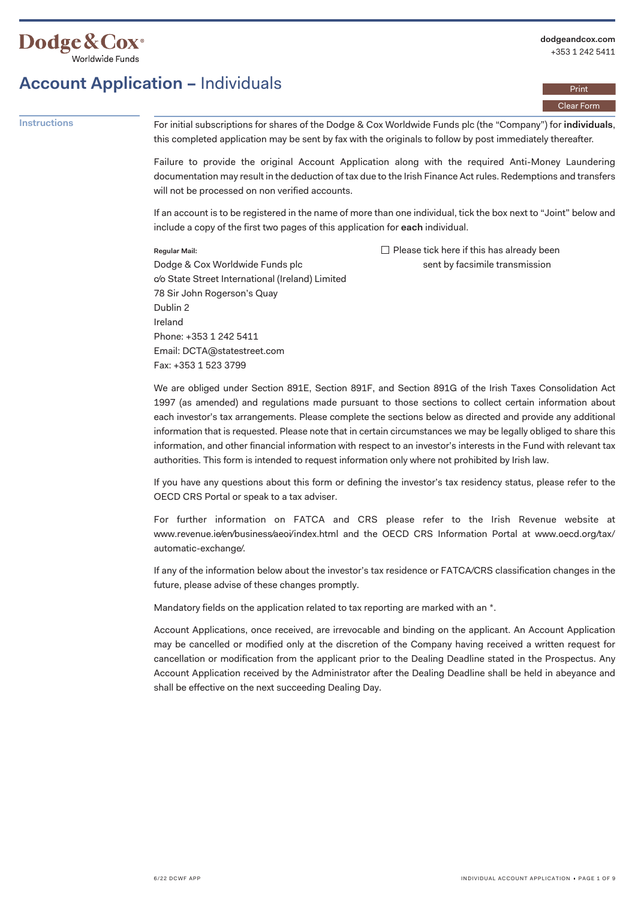Dodge & Cox® Worldwide Funds

dodgeandcox.com
+353 1 242 5411

# Account Application – Individuals

Print

Clear Form

## Instructions

For initial subscriptions for shares of the Dodge & Cox Worldwide Funds plc (the "Company") for **individuals**, this completed application may be sent by fax with the originals to follow by post immediately thereafter.

Failure to provide the original Account Application along with the required Anti-Money Laundering documentation may result in the deduction of tax due to the Irish Finance Act rules. Redemptions and transfers will not be processed on non verified accounts.

If an account is to be registered in the name of more than one individual, tick the box next to "Joint" below and include a copy of the first two pages of this application for **each** individual.

**Regular Mail:**
Dodge & Cox Worldwide Funds plc
c/o State Street International (Ireland) Limited
78 Sir John Rogerson's Quay
Dublin 2
Ireland
Phone: +353 1 242 5411
Email: DCTA@statestreet.com
Fax: +353 1 523 3799

☐ Please tick here if this has already been sent by facsimile transmission

We are obliged under Section 891E, Section 891F, and Section 891G of the Irish Taxes Consolidation Act 1997 (as amended) and regulations made pursuant to those sections to collect certain information about each investor's tax arrangements. Please complete the sections below as directed and provide any additional information that is requested. Please note that in certain circumstances we may be legally obliged to share this information, and other financial information with respect to an investor's interests in the Fund with relevant tax authorities. This form is intended to request information only where not prohibited by Irish law.

If you have any questions about this form or defining the investor's tax residency status, please refer to the OECD CRS Portal or speak to a tax adviser.

For further information on FATCA and CRS please refer to the Irish Revenue website at www.revenue.ie/en/business/aeoi/index.html and the OECD CRS Information Portal at www.oecd.org/tax/automatic-exchange/.

If any of the information below about the investor's tax residence or FATCA/CRS classification changes in the future, please advise of these changes promptly.

Mandatory fields on the application related to tax reporting are marked with an *.

Account Applications, once received, are irrevocable and binding on the applicant. An Account Application may be cancelled or modified only at the discretion of the Company having received a written request for cancellation or modification from the applicant prior to the Dealing Deadline stated in the Prospectus. Any Account Application received by the Administrator after the Dealing Deadline shall be held in abeyance and shall be effective on the next succeeding Dealing Day.

6/22 DCWF APP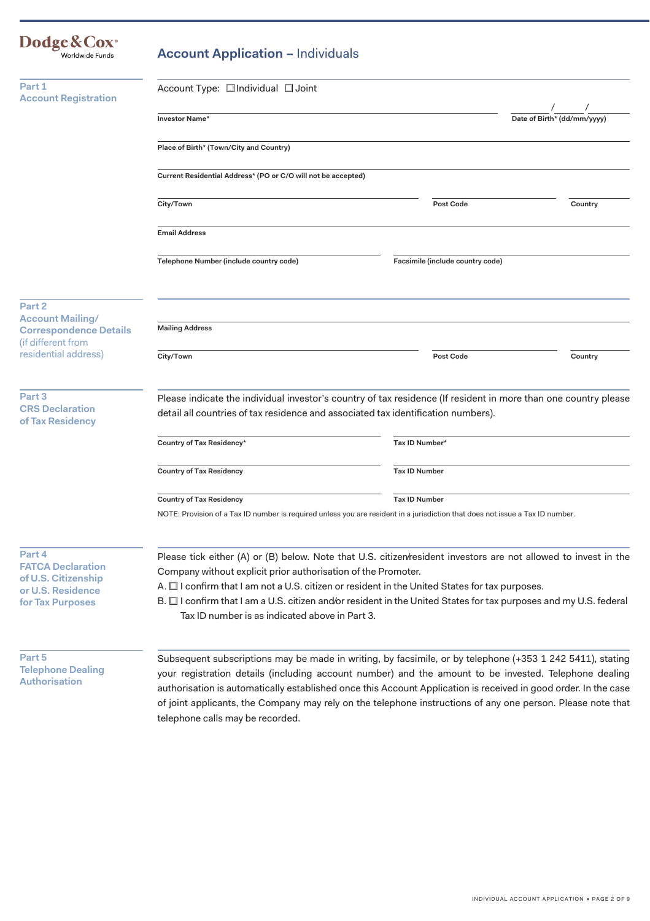Dodge & Cox® Worldwide Funds

# Account Application – Individuals

## Part 1 Account Registration

Account Type: ☐ Individual ☐ Joint

Investor Name* ______________________ Date of Birth* (dd/mm/yyyy) ____/____/____

Place of Birth* (Town/City and Country) ______________________

Current Residential Address* (PO or C/O will not be accepted) ______________________

City/Town ______________ Post Code ______________ Country ______________

Email Address ______________________

Telephone Number (include country code) ______________ Facsimile (include country code) ______________

## Part 2 Account Mailing/ Correspondence Details (if different from residential address)

Mailing Address ______________________

City/Town ______________ Post Code ______________ Country ______________

## Part 3 CRS Declaration of Tax Residency

Please indicate the individual investor's country of tax residence (If resident in more than one country please detail all countries of tax residence and associated tax identification numbers).

Country of Tax Residency* ______________ Tax ID Number* ______________

Country of Tax Residency ______________ Tax ID Number ______________

Country of Tax Residency ______________ Tax ID Number ______________

NOTE: Provision of a Tax ID number is required unless you are resident in a jurisdiction that does not issue a Tax ID number.

## Part 4 FATCA Declaration of U.S. Citizenship or U.S. Residence for Tax Purposes

Please tick either (A) or (B) below. Note that U.S. citizen/resident investors are not allowed to invest in the Company without explicit prior authorisation of the Promoter.

A. ☐ I confirm that I am not a U.S. citizen or resident in the United States for tax purposes.

B. ☐ I confirm that I am a U.S. citizen and/or resident in the United States for tax purposes and my U.S. federal Tax ID number is as indicated above in Part 3.

## Part 5 Telephone Dealing Authorisation

Subsequent subscriptions may be made in writing, by facsimile, or by telephone (+353 1 242 5411), stating your registration details (including account number) and the amount to be invested. Telephone dealing authorisation is automatically established once this Account Application is received in good order. In the case of joint applicants, the Company may rely on the telephone instructions of any one person. Please note that telephone calls may be recorded.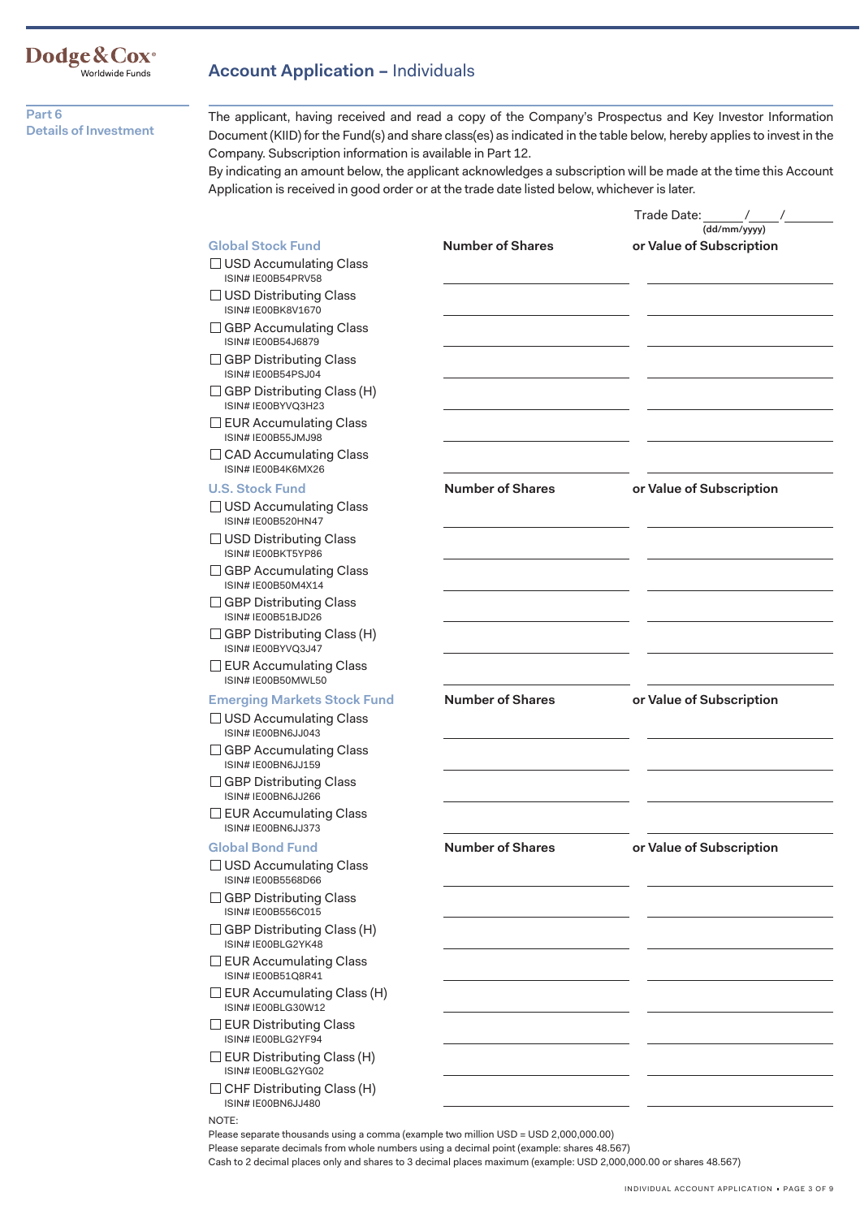# Account Application – Individuals

## Part 6
## Details of Investment

The applicant, having received and read a copy of the Company's Prospectus and Key Investor Information Document (KIID) for the Fund(s) and share class(es) as indicated in the table below, hereby applies to invest in the Company. Subscription information is available in Part 12.

By indicating an amount below, the applicant acknowledges a subscription will be made at the time this Account Application is received in good order or at the trade date listed below, whichever is later.

Trade Date: ______/____/_______
(dd/mm/yyyy)

| Global Stock Fund | Number of Shares | or Value of Subscription |
|---|---|---|
| ☐ USD Accumulating Class<br>ISIN# IE00B54PRV58 | | |
| ☐ USD Distributing Class<br>ISIN# IE00BK8V1670 | | |
| ☐ GBP Accumulating Class<br>ISIN# IE00B54J6879 | | |
| ☐ GBP Distributing Class<br>ISIN# IE00B54PSJ04 | | |
| ☐ GBP Distributing Class (H)<br>ISIN# IE00BYVQ3H23 | | |
| ☐ EUR Accumulating Class<br>ISIN# IE00B55JMJ98 | | |
| ☐ CAD Accumulating Class<br>ISIN# IE00B4K6MX26 | | |

| U.S. Stock Fund | Number of Shares | or Value of Subscription |
|---|---|---|
| ☐ USD Accumulating Class<br>ISIN# IE00B520HN47 | | |
| ☐ USD Distributing Class<br>ISIN# IE00BKT5YP86 | | |
| ☐ GBP Accumulating Class<br>ISIN# IE00B50M4X14 | | |
| ☐ GBP Distributing Class<br>ISIN# IE00B51BJD26 | | |
| ☐ GBP Distributing Class (H)<br>ISIN# IE00BYVQ3J47 | | |
| ☐ EUR Accumulating Class<br>ISIN# IE00B50MWL50 | | |

| Emerging Markets Stock Fund | Number of Shares | or Value of Subscription |
|---|---|---|
| ☐ USD Accumulating Class<br>ISIN# IE00BN6JJ043 | | |
| ☐ GBP Accumulating Class<br>ISIN# IE00BN6JJ159 | | |
| ☐ GBP Distributing Class<br>ISIN# IE00BN6JJ266 | | |
| ☐ EUR Accumulating Class<br>ISIN# IE00BN6JJ373 | | |

| Global Bond Fund | Number of Shares | or Value of Subscription |
|---|---|---|
| ☐ USD Accumulating Class<br>ISIN# IE00B5568D66 | | |
| ☐ GBP Distributing Class<br>ISIN# IE00B556C015 | | |
| ☐ GBP Distributing Class (H)<br>ISIN# IE00BLG2YK48 | | |
| ☐ EUR Accumulating Class<br>ISIN# IE00B51Q8R41 | | |
| ☐ EUR Accumulating Class (H)<br>ISIN# IE00BLG30W12 | | |
| ☐ EUR Distributing Class<br>ISIN# IE00BLG2YF94 | | |
| ☐ EUR Distributing Class (H)<br>ISIN# IE00BLG2YG02 | | |
| ☐ CHF Distributing Class (H)<br>ISIN# IE00BN6JJ480 | | |

NOTE:
Please separate thousands using a comma (example two million USD = USD 2,000,000.00)
Please separate decimals from whole numbers using a decimal point (example: shares 48.567)
Cash to 2 decimal places only and shares to 3 decimal places maximum (example: USD 2,000,000.00 or shares 48.567)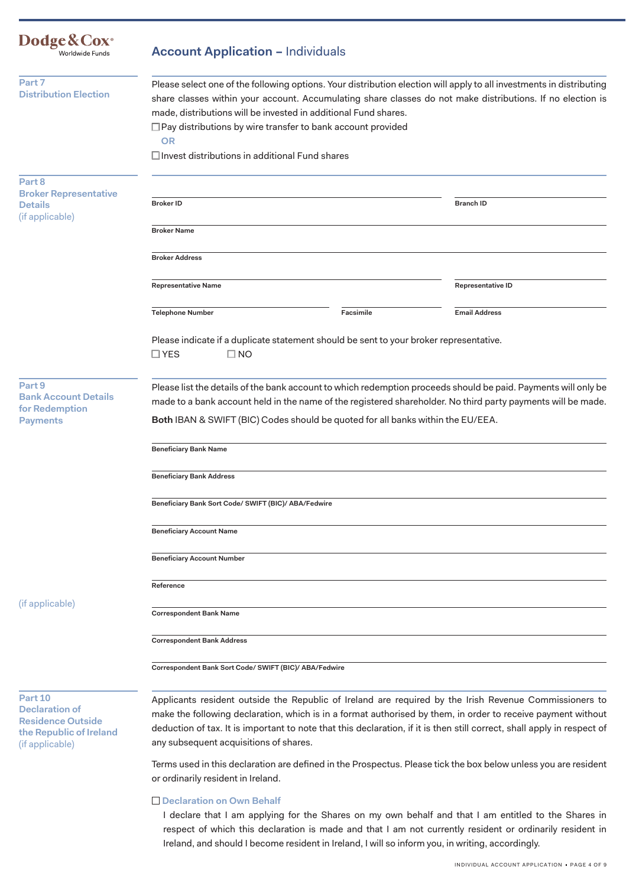Dodge & Cox® Worldwide Funds

# Account Application – Individuals

## Part 7 Distribution Election

Please select one of the following options. Your distribution election will apply to all investments in distributing share classes within your account. Accumulating share classes do not make distributions. If no election is made, distributions will be invested in additional Fund shares.

☐ Pay distributions by wire transfer to bank account provided

**OR**

☐ Invest distributions in additional Fund shares

## Part 8 Broker Representative Details (if applicable)

**Broker ID**

**Branch ID**

**Broker Name**

**Broker Address**

**Representative Name**

**Representative ID**

**Telephone Number**

**Facsimile**

**Email Address**

Please indicate if a duplicate statement should be sent to your broker representative.

☐ YES ☐ NO

## Part 9 Bank Account Details for Redemption Payments

Please list the details of the bank account to which redemption proceeds should be paid. Payments will only be made to a bank account held in the name of the registered shareholder. No third party payments will be made.

**Both** IBAN & SWIFT (BIC) Codes should be quoted for all banks within the EU/EEA.

**Beneficiary Bank Name**

**Beneficiary Bank Address**

**Beneficiary Bank Sort Code/ SWIFT (BIC)/ ABA/Fedwire**

**Beneficiary Account Name**

**Beneficiary Account Number**

**Reference**

(if applicable)

**Correspondent Bank Name**

**Correspondent Bank Address**

**Correspondent Bank Sort Code/ SWIFT (BIC)/ ABA/Fedwire**

## Part 10 Declaration of Residence Outside the Republic of Ireland (if applicable)

Applicants resident outside the Republic of Ireland are required by the Irish Revenue Commissioners to make the following declaration, which is in a format authorised by them, in order to receive payment without deduction of tax. It is important to note that this declaration, if it is then still correct, shall apply in respect of any subsequent acquisitions of shares.

Terms used in this declaration are defined in the Prospectus. Please tick the box below unless you are resident or ordinarily resident in Ireland.

☐ **Declaration on Own Behalf**

I declare that I am applying for the Shares on my own behalf and that I am entitled to the Shares in respect of which this declaration is made and that I am not currently resident or ordinarily resident in Ireland, and should I become resident in Ireland, I will so inform you, in writing, accordingly.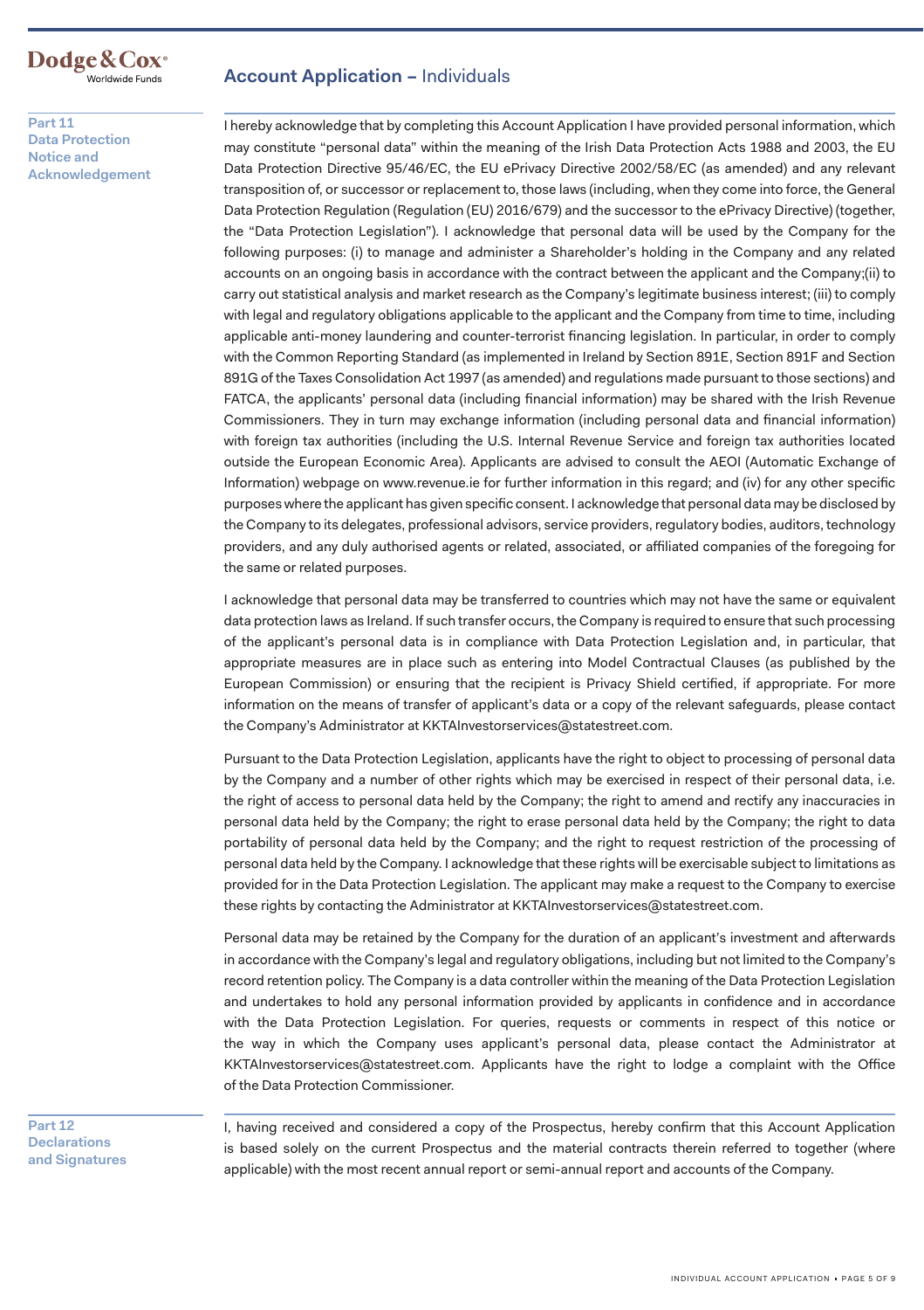## Part 11 Data Protection Notice and Acknowledgement

I hereby acknowledge that by completing this Account Application I have provided personal information, which may constitute "personal data" within the meaning of the Irish Data Protection Acts 1988 and 2003, the EU Data Protection Directive 95/46/EC, the EU ePrivacy Directive 2002/58/EC (as amended) and any relevant transposition of, or successor or replacement to, those laws (including, when they come into force, the General Data Protection Regulation (Regulation (EU) 2016/679) and the successor to the ePrivacy Directive) (together, the "Data Protection Legislation"). I acknowledge that personal data will be used by the Company for the following purposes: (i) to manage and administer a Shareholder's holding in the Company and any related accounts on an ongoing basis in accordance with the contract between the applicant and the Company;(ii) to carry out statistical analysis and market research as the Company's legitimate business interest; (iii) to comply with legal and regulatory obligations applicable to the applicant and the Company from time to time, including applicable anti-money laundering and counter-terrorist financing legislation. In particular, in order to comply with the Common Reporting Standard (as implemented in Ireland by Section 891E, Section 891F and Section 891G of the Taxes Consolidation Act 1997 (as amended) and regulations made pursuant to those sections) and FATCA, the applicants' personal data (including financial information) may be shared with the Irish Revenue Commissioners. They in turn may exchange information (including personal data and financial information) with foreign tax authorities (including the U.S. Internal Revenue Service and foreign tax authorities located outside the European Economic Area). Applicants are advised to consult the AEOI (Automatic Exchange of Information) webpage on www.revenue.ie for further information in this regard; and (iv) for any other specific purposes where the applicant has given specific consent. I acknowledge that personal data may be disclosed by the Company to its delegates, professional advisors, service providers, regulatory bodies, auditors, technology providers, and any duly authorised agents or related, associated, or affiliated companies of the foregoing for the same or related purposes.

I acknowledge that personal data may be transferred to countries which may not have the same or equivalent data protection laws as Ireland. If such transfer occurs, the Company is required to ensure that such processing of the applicant's personal data is in compliance with Data Protection Legislation and, in particular, that appropriate measures are in place such as entering into Model Contractual Clauses (as published by the European Commission) or ensuring that the recipient is Privacy Shield certified, if appropriate. For more information on the means of transfer of applicant's data or a copy of the relevant safeguards, please contact the Company's Administrator at KKTAInvestorservices@statestreet.com.

Pursuant to the Data Protection Legislation, applicants have the right to object to processing of personal data by the Company and a number of other rights which may be exercised in respect of their personal data, i.e. the right of access to personal data held by the Company; the right to amend and rectify any inaccuracies in personal data held by the Company; the right to erase personal data held by the Company; the right to data portability of personal data held by the Company; and the right to request restriction of the processing of personal data held by the Company. I acknowledge that these rights will be exercisable subject to limitations as provided for in the Data Protection Legislation. The applicant may make a request to the Company to exercise these rights by contacting the Administrator at KKTAInvestorservices@statestreet.com.

Personal data may be retained by the Company for the duration of an applicant's investment and afterwards in accordance with the Company's legal and regulatory obligations, including but not limited to the Company's record retention policy. The Company is a data controller within the meaning of the Data Protection Legislation and undertakes to hold any personal information provided by applicants in confidence and in accordance with the Data Protection Legislation. For queries, requests or comments in respect of this notice or the way in which the Company uses applicant's personal data, please contact the Administrator at KKTAInvestorservices@statestreet.com. Applicants have the right to lodge a complaint with the Office of the Data Protection Commissioner.

## Part 12 Declarations and Signatures

I, having received and considered a copy of the Prospectus, hereby confirm that this Account Application is based solely on the current Prospectus and the material contracts therein referred to together (where applicable) with the most recent annual report or semi-annual report and accounts of the Company.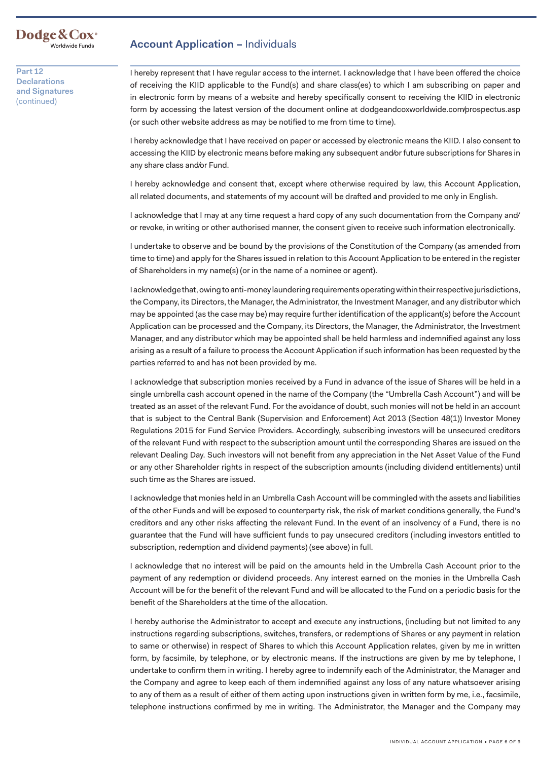## Account Application – Individuals

**Part 12 Declarations and Signatures** (continued)

I hereby represent that I have regular access to the internet. I acknowledge that I have been offered the choice of receiving the KIID applicable to the Fund(s) and share class(es) to which I am subscribing on paper and in electronic form by means of a website and hereby specifically consent to receiving the KIID in electronic form by accessing the latest version of the document online at dodgeandcoxworldwide.com/prospectus.asp (or such other website address as may be notified to me from time to time).

I hereby acknowledge that I have received on paper or accessed by electronic means the KIID. I also consent to accessing the KIID by electronic means before making any subsequent and/or future subscriptions for Shares in any share class and/or Fund.

I hereby acknowledge and consent that, except where otherwise required by law, this Account Application, all related documents, and statements of my account will be drafted and provided to me only in English.

I acknowledge that I may at any time request a hard copy of any such documentation from the Company and/or revoke, in writing or other authorised manner, the consent given to receive such information electronically.

I undertake to observe and be bound by the provisions of the Constitution of the Company (as amended from time to time) and apply for the Shares issued in relation to this Account Application to be entered in the register of Shareholders in my name(s) (or in the name of a nominee or agent).

I acknowledge that, owing to anti-money laundering requirements operating within their respective jurisdictions, the Company, its Directors, the Manager, the Administrator, the Investment Manager, and any distributor which may be appointed (as the case may be) may require further identification of the applicant(s) before the Account Application can be processed and the Company, its Directors, the Manager, the Administrator, the Investment Manager, and any distributor which may be appointed shall be held harmless and indemnified against any loss arising as a result of a failure to process the Account Application if such information has been requested by the parties referred to and has not been provided by me.

I acknowledge that subscription monies received by a Fund in advance of the issue of Shares will be held in a single umbrella cash account opened in the name of the Company (the "Umbrella Cash Account") and will be treated as an asset of the relevant Fund. For the avoidance of doubt, such monies will not be held in an account that is subject to the Central Bank (Supervision and Enforcement) Act 2013 (Section 48(1)) Investor Money Regulations 2015 for Fund Service Providers. Accordingly, subscribing investors will be unsecured creditors of the relevant Fund with respect to the subscription amount until the corresponding Shares are issued on the relevant Dealing Day. Such investors will not benefit from any appreciation in the Net Asset Value of the Fund or any other Shareholder rights in respect of the subscription amounts (including dividend entitlements) until such time as the Shares are issued.

I acknowledge that monies held in an Umbrella Cash Account will be commingled with the assets and liabilities of the other Funds and will be exposed to counterparty risk, the risk of market conditions generally, the Fund's creditors and any other risks affecting the relevant Fund. In the event of an insolvency of a Fund, there is no guarantee that the Fund will have sufficient funds to pay unsecured creditors (including investors entitled to subscription, redemption and dividend payments) (see above) in full.

I acknowledge that no interest will be paid on the amounts held in the Umbrella Cash Account prior to the payment of any redemption or dividend proceeds. Any interest earned on the monies in the Umbrella Cash Account will be for the benefit of the relevant Fund and will be allocated to the Fund on a periodic basis for the benefit of the Shareholders at the time of the allocation.

I hereby authorise the Administrator to accept and execute any instructions, (including but not limited to any instructions regarding subscriptions, switches, transfers, or redemptions of Shares or any payment in relation to same or otherwise) in respect of Shares to which this Account Application relates, given by me in written form, by facsimile, by telephone, or by electronic means. If the instructions are given by me by telephone, I undertake to confirm them in writing. I hereby agree to indemnify each of the Administrator, the Manager and the Company and agree to keep each of them indemnified against any loss of any nature whatsoever arising to any of them as a result of either of them acting upon instructions given in written form by me, i.e., facsimile, telephone instructions confirmed by me in writing. The Administrator, the Manager and the Company may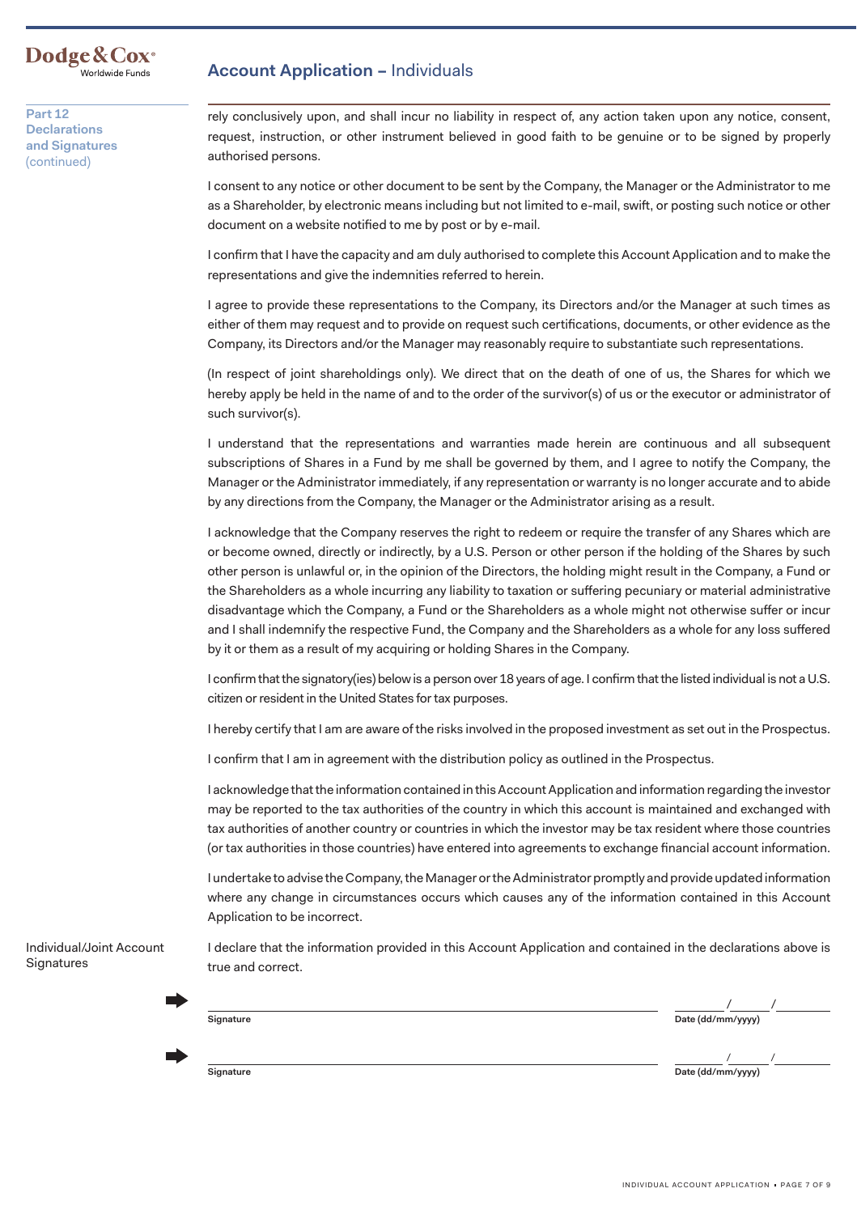## Account Application – Individuals

### Part 12 Declarations and Signatures (continued)

rely conclusively upon, and shall incur no liability in respect of, any action taken upon any notice, consent, request, instruction, or other instrument believed in good faith to be genuine or to be signed by properly authorised persons.

I consent to any notice or other document to be sent by the Company, the Manager or the Administrator to me as a Shareholder, by electronic means including but not limited to e-mail, swift, or posting such notice or other document on a website notified to me by post or by e-mail.

I confirm that I have the capacity and am duly authorised to complete this Account Application and to make the representations and give the indemnities referred to herein.

I agree to provide these representations to the Company, its Directors and/or the Manager at such times as either of them may request and to provide on request such certifications, documents, or other evidence as the Company, its Directors and/or the Manager may reasonably require to substantiate such representations.

(In respect of joint shareholdings only). We direct that on the death of one of us, the Shares for which we hereby apply be held in the name of and to the order of the survivor(s) of us or the executor or administrator of such survivor(s).

I understand that the representations and warranties made herein are continuous and all subsequent subscriptions of Shares in a Fund by me shall be governed by them, and I agree to notify the Company, the Manager or the Administrator immediately, if any representation or warranty is no longer accurate and to abide by any directions from the Company, the Manager or the Administrator arising as a result.

I acknowledge that the Company reserves the right to redeem or require the transfer of any Shares which are or become owned, directly or indirectly, by a U.S. Person or other person if the holding of the Shares by such other person is unlawful or, in the opinion of the Directors, the holding might result in the Company, a Fund or the Shareholders as a whole incurring any liability to taxation or suffering pecuniary or material administrative disadvantage which the Company, a Fund or the Shareholders as a whole might not otherwise suffer or incur and I shall indemnify the respective Fund, the Company and the Shareholders as a whole for any loss suffered by it or them as a result of my acquiring or holding Shares in the Company.

I confirm that the signatory(ies) below is a person over 18 years of age. I confirm that the listed individual is not a U.S. citizen or resident in the United States for tax purposes.

I hereby certify that I am are aware of the risks involved in the proposed investment as set out in the Prospectus.

I confirm that I am in agreement with the distribution policy as outlined in the Prospectus.

I acknowledge that the information contained in this Account Application and information regarding the investor may be reported to the tax authorities of the country in which this account is maintained and exchanged with tax authorities of another country or countries in which the investor may be tax resident where those countries (or tax authorities in those countries) have entered into agreements to exchange financial account information.

I undertake to advise the Company, the Manager or the Administrator promptly and provide updated information where any change in circumstances occurs which causes any of the information contained in this Account Application to be incorrect.

#### Individual/Joint Account Signatures

I declare that the information provided in this Account Application and contained in the declarations above is true and correct.

➡ ______________________________ Signature &nbsp;&nbsp;&nbsp; ____/____/________ Date (dd/mm/yyyy)

➡ ______________________________ Signature &nbsp;&nbsp;&nbsp; ____/____/________ Date (dd/mm/yyyy)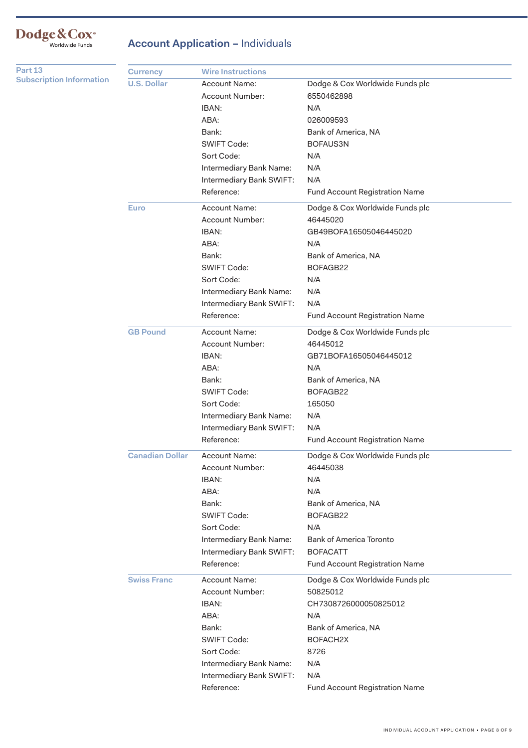Dodge & Cox Worldwide Funds

# Account Application – Individuals

## Part 13 Subscription Information

| Currency | Wire Instructions | |
|---|---|---|
| U.S. Dollar | Account Name: | Dodge & Cox Worldwide Funds plc |
| | Account Number: | 6550462898 |
| | IBAN: | N/A |
| | ABA: | 026009593 |
| | Bank: | Bank of America, NA |
| | SWIFT Code: | BOFAUS3N |
| | Sort Code: | N/A |
| | Intermediary Bank Name: | N/A |
| | Intermediary Bank SWIFT: | N/A |
| | Reference: | Fund Account Registration Name |
| Euro | Account Name: | Dodge & Cox Worldwide Funds plc |
| | Account Number: | 46445020 |
| | IBAN: | GB49BOFA16505046445020 |
| | ABA: | N/A |
| | Bank: | Bank of America, NA |
| | SWIFT Code: | BOFAGB22 |
| | Sort Code: | N/A |
| | Intermediary Bank Name: | N/A |
| | Intermediary Bank SWIFT: | N/A |
| | Reference: | Fund Account Registration Name |
| GB Pound | Account Name: | Dodge & Cox Worldwide Funds plc |
| | Account Number: | 46445012 |
| | IBAN: | GB71BOFA16505046445012 |
| | ABA: | N/A |
| | Bank: | Bank of America, NA |
| | SWIFT Code: | BOFAGB22 |
| | Sort Code: | 165050 |
| | Intermediary Bank Name: | N/A |
| | Intermediary Bank SWIFT: | N/A |
| | Reference: | Fund Account Registration Name |
| Canadian Dollar | Account Name: | Dodge & Cox Worldwide Funds plc |
| | Account Number: | 46445038 |
| | IBAN: | N/A |
| | ABA: | N/A |
| | Bank: | Bank of America, NA |
| | SWIFT Code: | BOFAGB22 |
| | Sort Code: | N/A |
| | Intermediary Bank Name: | Bank of America Toronto |
| | Intermediary Bank SWIFT: | BOFACATT |
| | Reference: | Fund Account Registration Name |
| Swiss Franc | Account Name: | Dodge & Cox Worldwide Funds plc |
| | Account Number: | 50825012 |
| | IBAN: | CH7308726000050825012 |
| | ABA: | N/A |
| | Bank: | Bank of America, NA |
| | SWIFT Code: | BOFACH2X |
| | Sort Code: | 8726 |
| | Intermediary Bank Name: | N/A |
| | Intermediary Bank SWIFT: | N/A |
| | Reference: | Fund Account Registration Name |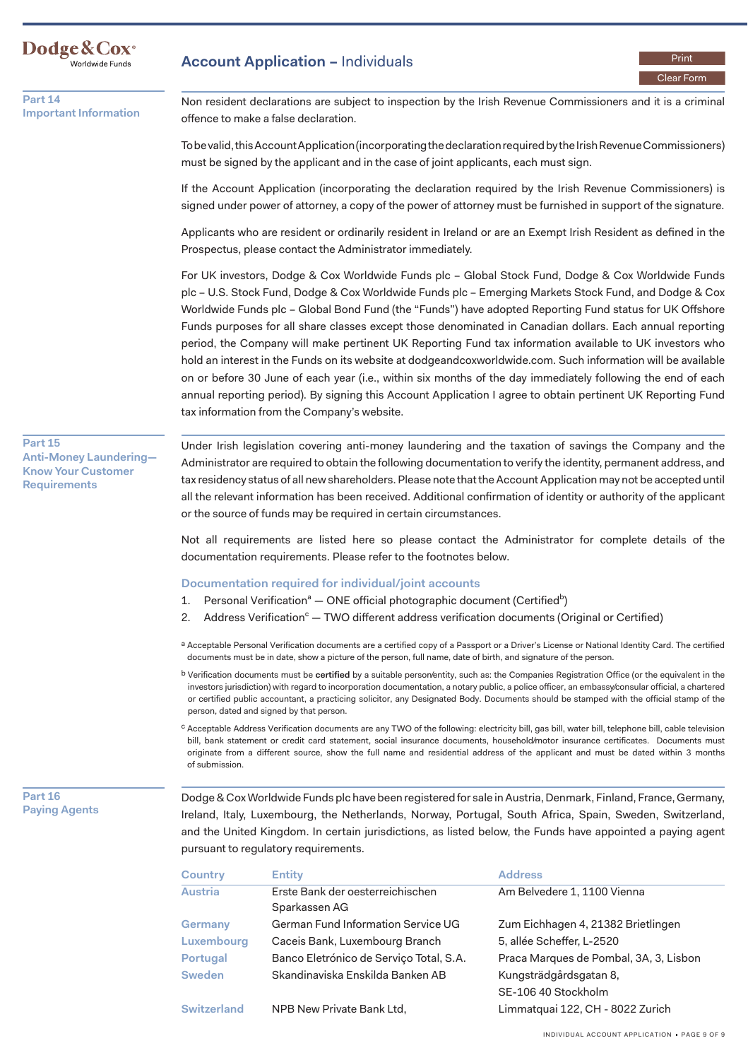## Account Application – Individuals

### Part 14 Important Information

Non resident declarations are subject to inspection by the Irish Revenue Commissioners and it is a criminal offence to make a false declaration.

To be valid, this Account Application (incorporating the declaration required by the Irish Revenue Commissioners) must be signed by the applicant and in the case of joint applicants, each must sign.

If the Account Application (incorporating the declaration required by the Irish Revenue Commissioners) is signed under power of attorney, a copy of the power of attorney must be furnished in support of the signature.

Applicants who are resident or ordinarily resident in Ireland or are an Exempt Irish Resident as defined in the Prospectus, please contact the Administrator immediately.

For UK investors, Dodge & Cox Worldwide Funds plc – Global Stock Fund, Dodge & Cox Worldwide Funds plc – U.S. Stock Fund, Dodge & Cox Worldwide Funds plc – Emerging Markets Stock Fund, and Dodge & Cox Worldwide Funds plc – Global Bond Fund (the "Funds") have adopted Reporting Fund status for UK Offshore Funds purposes for all share classes except those denominated in Canadian dollars. Each annual reporting period, the Company will make pertinent UK Reporting Fund tax information available to UK investors who hold an interest in the Funds on its website at dodgeandcoxworldwide.com. Such information will be available on or before 30 June of each year (i.e., within six months of the day immediately following the end of each annual reporting period). By signing this Account Application I agree to obtain pertinent UK Reporting Fund tax information from the Company's website.

### Part 15 Anti-Money Laundering—Know Your Customer Requirements

Under Irish legislation covering anti-money laundering and the taxation of savings the Company and the Administrator are required to obtain the following documentation to verify the identity, permanent address, and tax residency status of all new shareholders. Please note that the Account Application may not be accepted until all the relevant information has been received. Additional confirmation of identity or authority of the applicant or the source of funds may be required in certain circumstances.

Not all requirements are listed here so please contact the Administrator for complete details of the documentation requirements. Please refer to the footnotes below.

#### Documentation required for individual/joint accounts

1. Personal Verification[a] — ONE official photographic document (Certified[b])
2. Address Verification[c] — TWO different address verification documents (Original or Certified)

[a] Acceptable Personal Verification documents are a certified copy of a Passport or a Driver's License or National Identity Card. The certified documents must be in date, show a picture of the person, full name, date of birth, and signature of the person.

[b] Verification documents must be **certified** by a suitable person/entity, such as: the Companies Registration Office (or the equivalent in the investors jurisdiction) with regard to incorporation documentation, a notary public, a police officer, an embassy/consular official, a chartered or certified public accountant, a practicing solicitor, any Designated Body. Documents should be stamped with the official stamp of the person, dated and signed by that person.

[c] Acceptable Address Verification documents are any TWO of the following: electricity bill, gas bill, water bill, telephone bill, cable television bill, bank statement or credit card statement, social insurance documents, household/motor insurance certificates. Documents must originate from a different source, show the full name and residential address of the applicant and must be dated within 3 months of submission.

### Part 16 Paying Agents

Dodge & Cox Worldwide Funds plc have been registered for sale in Austria, Denmark, Finland, France, Germany, Ireland, Italy, Luxembourg, the Netherlands, Norway, Portugal, South Africa, Spain, Sweden, Switzerland, and the United Kingdom. In certain jurisdictions, as listed below, the Funds have appointed a paying agent pursuant to regulatory requirements.

| Country | Entity | Address |
|---|---|---|
| Austria | Erste Bank der oesterreichischen Sparkassen AG | Am Belvedere 1, 1100 Vienna |
| Germany | German Fund Information Service UG | Zum Eichhagen 4, 21382 Brietlingen |
| Luxembourg | Caceis Bank, Luxembourg Branch | 5, allée Scheffer, L-2520 |
| Portugal | Banco Eletrónico de Serviço Total, S.A. | Praca Marques de Pombal, 3A, 3, Lisbon |
| Sweden | Skandinaviska Enskilda Banken AB | Kungsträdgårdsgatan 8, SE-106 40 Stockholm |
| Switzerland | NPB New Private Bank Ltd, | Limmatquai 122, CH - 8022 Zurich |